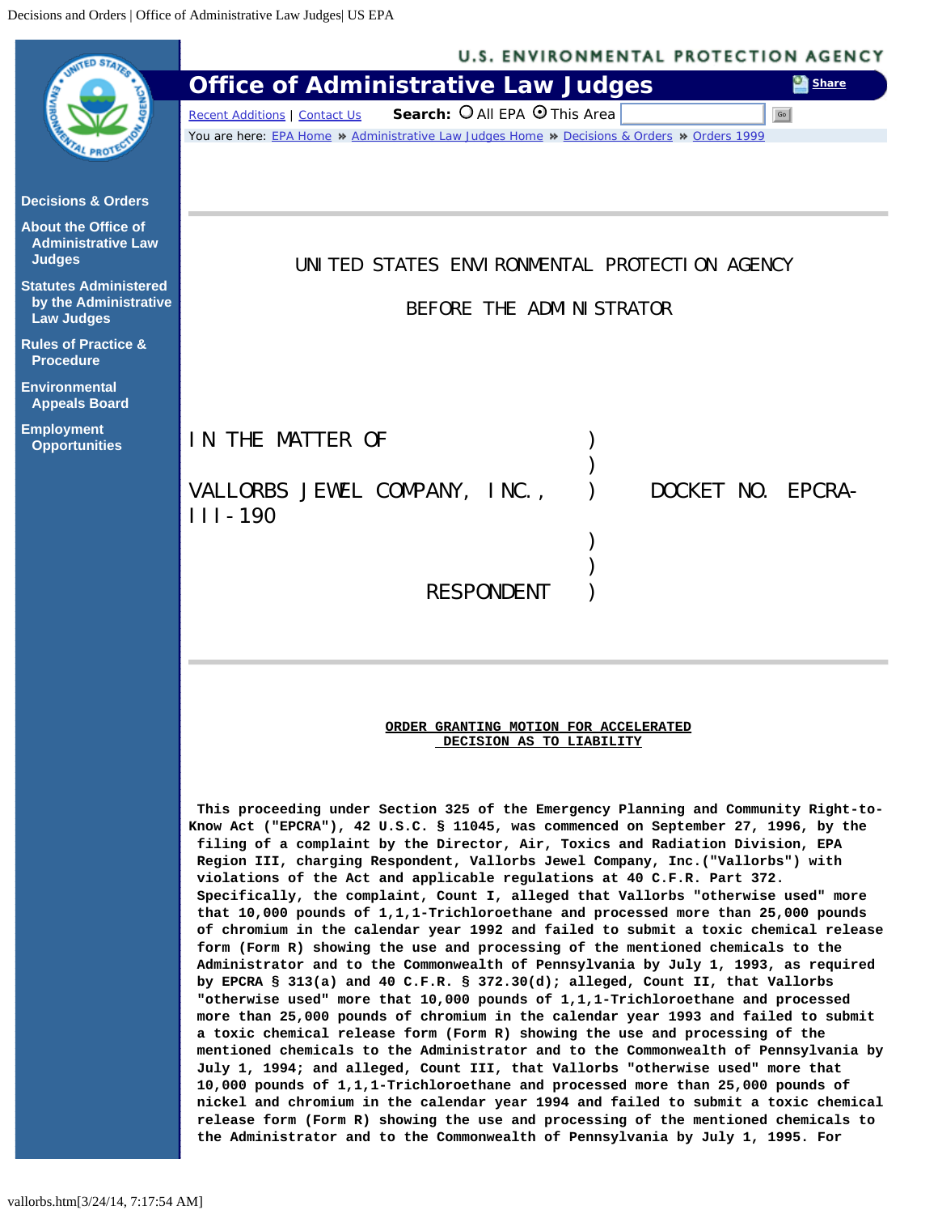UNITED STATES ENVIRONMENTAL PROTECTION AGENCY

BEFORE THE ADMINISTRATOR

| | | |
|---|---|---|
| IN THE MATTER OF | ) | |
| | ) | |
| VALLORBS JEWEL COMPANY, INC., | ) | DOCKET NO. EPCRA-III-190 |
| | ) | |
| | ) | |
| RESPONDENT | ) | |

**ORDER GRANTING MOTION FOR ACCELERATED DECISION AS TO LIABILITY**

**This proceeding under Section 325 of the Emergency Planning and Community Right-to-Know Act ("EPCRA"), 42 U.S.C. § 11045, was commenced on September 27, 1996, by the filing of a complaint by the Director, Air, Toxics and Radiation Division, EPA Region III, charging Respondent, Vallorbs Jewel Company, Inc.("Vallorbs") with violations of the Act and applicable regulations at 40 C.F.R. Part 372. Specifically, the complaint, Count I, alleged that Vallorbs "otherwise used" more that 10,000 pounds of 1,1,1-Trichloroethane and processed more than 25,000 pounds of chromium in the calendar year 1992 and failed to submit a toxic chemical release form (Form R) showing the use and processing of the mentioned chemicals to the Administrator and to the Commonwealth of Pennsylvania by July 1, 1993, as required by EPCRA § 313(a) and 40 C.F.R. § 372.30(d); alleged, Count II, that Vallorbs "otherwise used" more that 10,000 pounds of 1,1,1-Trichloroethane and processed more than 25,000 pounds of chromium in the calendar year 1993 and failed to submit a toxic chemical release form (Form R) showing the use and processing of the mentioned chemicals to the Administrator and to the Commonwealth of Pennsylvania by July 1, 1994; and alleged, Count III, that Vallorbs "otherwise used" more that 10,000 pounds of 1,1,1-Trichloroethane and processed more than 25,000 pounds of nickel and chromium in the calendar year 1994 and failed to submit a toxic chemical release form (Form R) showing the use and processing of the mentioned chemicals to the Administrator and to the Commonwealth of Pennsylvania by July 1, 1995. For**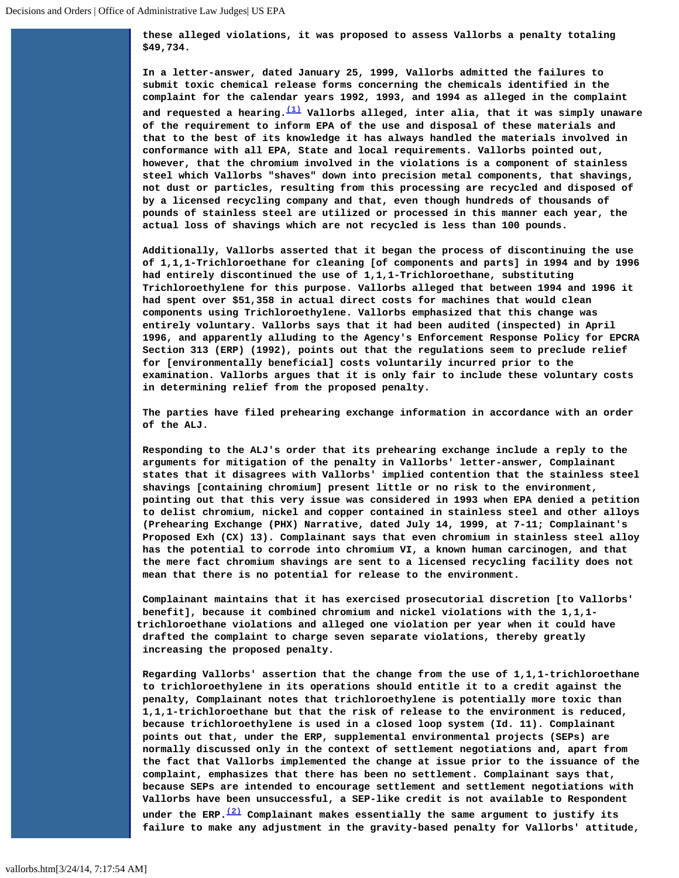these alleged violations, it was proposed to assess Vallorbs a penalty totaling $49,734.

In a letter-answer, dated January 25, 1999, Vallorbs admitted the failures to submit toxic chemical release forms concerning the chemicals identified in the complaint for the calendar years 1992, 1993, and 1994 as alleged in the complaint and requested a hearing.[(1)] Vallorbs alleged, inter alia, that it was simply unaware of the requirement to inform EPA of the use and disposal of these materials and that to the best of its knowledge it has always handled the materials involved in conformance with all EPA, State and local requirements. Vallorbs pointed out, however, that the chromium involved in the violations is a component of stainless steel which Vallorbs "shaves" down into precision metal components, that shavings, not dust or particles, resulting from this processing are recycled and disposed of by a licensed recycling company and that, even though hundreds of thousands of pounds of stainless steel are utilized or processed in this manner each year, the actual loss of shavings which are not recycled is less than 100 pounds.

Additionally, Vallorbs asserted that it began the process of discontinuing the use of 1,1,1-Trichloroethane for cleaning [of components and parts] in 1994 and by 1996 had entirely discontinued the use of 1,1,1-Trichloroethane, substituting Trichloroethylene for this purpose. Vallorbs alleged that between 1994 and 1996 it had spent over $51,358 in actual direct costs for machines that would clean components using Trichloroethylene. Vallorbs emphasized that this change was entirely voluntary. Vallorbs says that it had been audited (inspected) in April 1996, and apparently alluding to the Agency's Enforcement Response Policy for EPCRA Section 313 (ERP) (1992), points out that the regulations seem to preclude relief for [environmentally beneficial] costs voluntarily incurred prior to the examination. Vallorbs argues that it is only fair to include these voluntary costs in determining relief from the proposed penalty.

The parties have filed prehearing exchange information in accordance with an order of the ALJ.

Responding to the ALJ's order that its prehearing exchange include a reply to the arguments for mitigation of the penalty in Vallorbs' letter-answer, Complainant states that it disagrees with Vallorbs' implied contention that the stainless steel shavings [containing chromium] present little or no risk to the environment, pointing out that this very issue was considered in 1993 when EPA denied a petition to delist chromium, nickel and copper contained in stainless steel and other alloys (Prehearing Exchange (PHX) Narrative, dated July 14, 1999, at 7-11; Complainant's Proposed Exh (CX) 13). Complainant says that even chromium in stainless steel alloy has the potential to corrode into chromium VI, a known human carcinogen, and that the mere fact chromium shavings are sent to a licensed recycling facility does not mean that there is no potential for release to the environment.

Complainant maintains that it has exercised prosecutorial discretion [to Vallorbs' benefit], because it combined chromium and nickel violations with the 1,1,1-trichloroethane violations and alleged one violation per year when it could have drafted the complaint to charge seven separate violations, thereby greatly increasing the proposed penalty.

Regarding Vallorbs' assertion that the change from the use of 1,1,1-trichloroethane to trichloroethylene in its operations should entitle it to a credit against the penalty, Complainant notes that trichloroethylene is potentially more toxic than 1,1,1-trichloroethane but that the risk of release to the environment is reduced, because trichloroethylene is used in a closed loop system (Id. 11). Complainant points out that, under the ERP, supplemental environmental projects (SEPs) are normally discussed only in the context of settlement negotiations and, apart from the fact that Vallorbs implemented the change at issue prior to the issuance of the complaint, emphasizes that there has been no settlement. Complainant says that, because SEPs are intended to encourage settlement and settlement negotiations with Vallorbs have been unsuccessful, a SEP-like credit is not available to Respondent under the ERP.[(2)] Complainant makes essentially the same argument to justify its failure to make any adjustment in the gravity-based penalty for Vallorbs' attitude,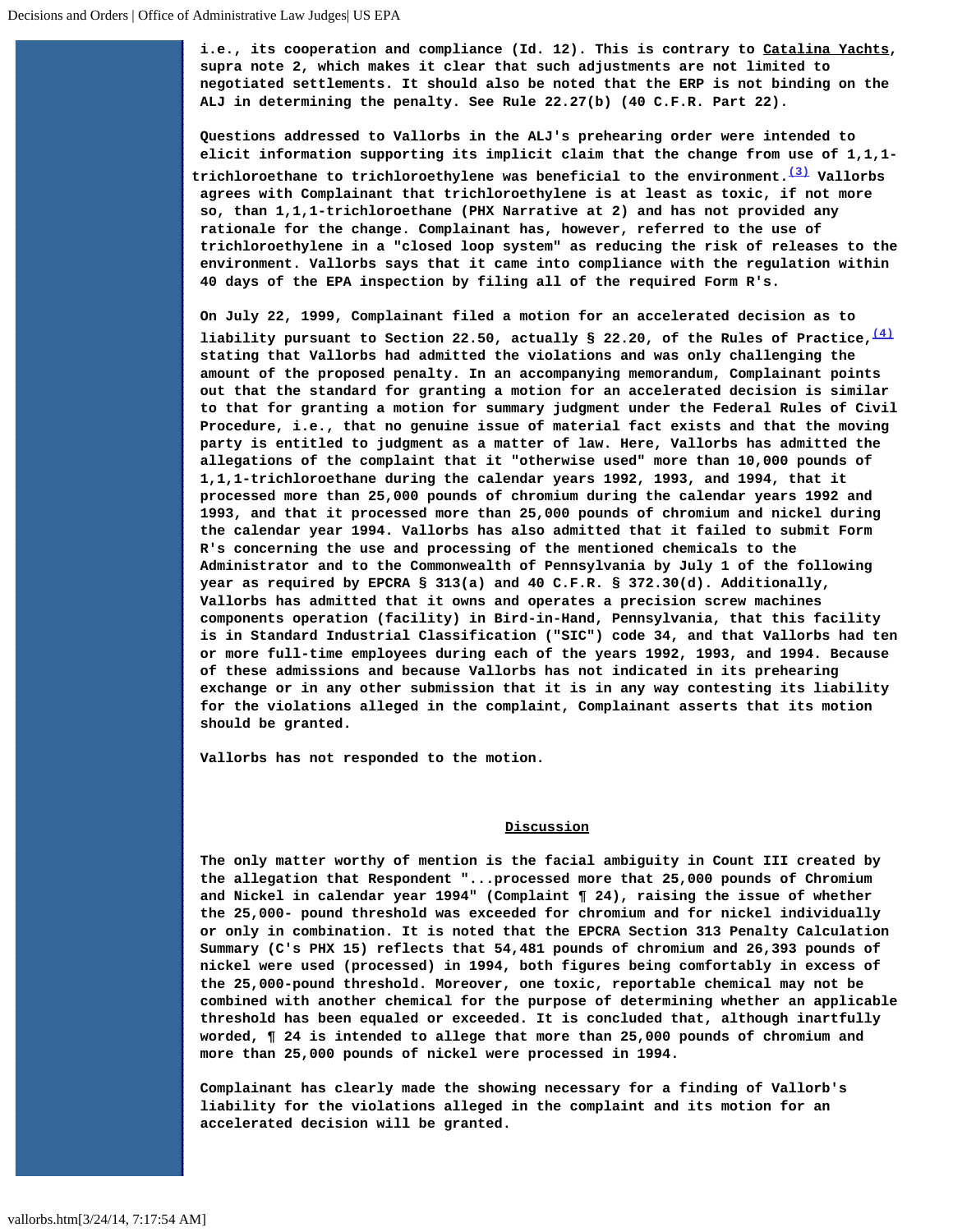i.e., its cooperation and compliance (Id. 12). This is contrary to Catalina Yachts, supra note 2, which makes it clear that such adjustments are not limited to negotiated settlements. It should also be noted that the ERP is not binding on the ALJ in determining the penalty. See Rule 22.27(b) (40 C.F.R. Part 22).

Questions addressed to Vallorbs in the ALJ's prehearing order were intended to elicit information supporting its implicit claim that the change from use of 1,1,1-trichloroethane to trichloroethylene was beneficial to the environment.[(3)] Vallorbs agrees with Complainant that trichloroethylene is at least as toxic, if not more so, than 1,1,1-trichloroethane (PHX Narrative at 2) and has not provided any rationale for the change. Complainant has, however, referred to the use of trichloroethylene in a "closed loop system" as reducing the risk of releases to the environment. Vallorbs says that it came into compliance with the regulation within 40 days of the EPA inspection by filing all of the required Form R's.

On July 22, 1999, Complainant filed a motion for an accelerated decision as to liability pursuant to Section 22.50, actually § 22.20, of the Rules of Practice,[(4)] stating that Vallorbs had admitted the violations and was only challenging the amount of the proposed penalty. In an accompanying memorandum, Complainant points out that the standard for granting a motion for an accelerated decision is similar to that for granting a motion for summary judgment under the Federal Rules of Civil Procedure, i.e., that no genuine issue of material fact exists and that the moving party is entitled to judgment as a matter of law. Here, Vallorbs has admitted the allegations of the complaint that it "otherwise used" more than 10,000 pounds of 1,1,1-trichloroethane during the calendar years 1992, 1993, and 1994, that it processed more than 25,000 pounds of chromium during the calendar years 1992 and 1993, and that it processed more than 25,000 pounds of chromium and nickel during the calendar year 1994. Vallorbs has also admitted that it failed to submit Form R's concerning the use and processing of the mentioned chemicals to the Administrator and to the Commonwealth of Pennsylvania by July 1 of the following year as required by EPCRA § 313(a) and 40 C.F.R. § 372.30(d). Additionally, Vallorbs has admitted that it owns and operates a precision screw machines components operation (facility) in Bird-in-Hand, Pennsylvania, that this facility is in Standard Industrial Classification ("SIC") code 34, and that Vallorbs had ten or more full-time employees during each of the years 1992, 1993, and 1994. Because of these admissions and because Vallorbs has not indicated in its prehearing exchange or in any other submission that it is in any way contesting its liability for the violations alleged in the complaint, Complainant asserts that its motion should be granted.

Vallorbs has not responded to the motion.

## Discussion

The only matter worthy of mention is the facial ambiguity in Count III created by the allegation that Respondent "...processed more that 25,000 pounds of Chromium and Nickel in calendar year 1994" (Complaint ¶ 24), raising the issue of whether the 25,000- pound threshold was exceeded for chromium and for nickel individually or only in combination. It is noted that the EPCRA Section 313 Penalty Calculation Summary (C's PHX 15) reflects that 54,481 pounds of chromium and 26,393 pounds of nickel were used (processed) in 1994, both figures being comfortably in excess of the 25,000-pound threshold. Moreover, one toxic, reportable chemical may not be combined with another chemical for the purpose of determining whether an applicable threshold has been equaled or exceeded. It is concluded that, although inartfully worded, ¶ 24 is intended to allege that more than 25,000 pounds of chromium and more than 25,000 pounds of nickel were processed in 1994.

Complainant has clearly made the showing necessary for a finding of Vallorb's liability for the violations alleged in the complaint and its motion for an accelerated decision will be granted.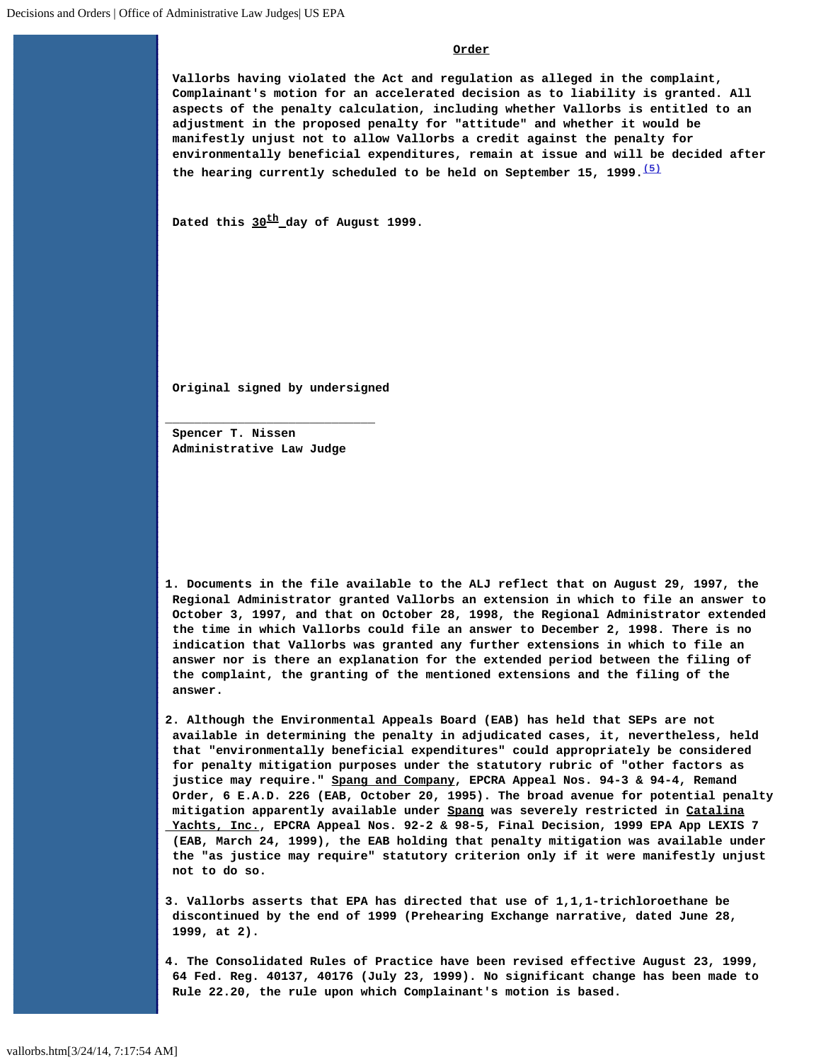## Order

Vallorbs having violated the Act and regulation as alleged in the complaint, Complainant's motion for an accelerated decision as to liability is granted. All aspects of the penalty calculation, including whether Vallorbs is entitled to an adjustment in the proposed penalty for "attitude" and whether it would be manifestly unjust not to allow Vallorbs a credit against the penalty for environmentally beneficial expenditures, remain at issue and will be decided after the hearing currently scheduled to be held on September 15, 1999.[(5)]

Dated this 30th day of August 1999.

Original signed by undersigned

\_\_\_\_\_\_\_\_\_\_\_\_\_\_\_\_\_\_\_\_\_\_\_\_\_\_\_\_\_\_

Spencer T. Nissen
Administrative Law Judge

1. Documents in the file available to the ALJ reflect that on August 29, 1997, the Regional Administrator granted Vallorbs an extension in which to file an answer to October 3, 1997, and that on October 28, 1998, the Regional Administrator extended the time in which Vallorbs could file an answer to December 2, 1998. There is no indication that Vallorbs was granted any further extensions in which to file an answer nor is there an explanation for the extended period between the filing of the complaint, the granting of the mentioned extensions and the filing of the answer.

2. Although the Environmental Appeals Board (EAB) has held that SEPs are not available in determining the penalty in adjudicated cases, it, nevertheless, held that "environmentally beneficial expenditures" could appropriately be considered for penalty mitigation purposes under the statutory rubric of "other factors as justice may require." Spang and Company, EPCRA Appeal Nos. 94-3 & 94-4, Remand Order, 6 E.A.D. 226 (EAB, October 20, 1995). The broad avenue for potential penalty mitigation apparently available under Spang was severely restricted in Catalina Yachts, Inc., EPCRA Appeal Nos. 92-2 & 98-5, Final Decision, 1999 EPA App LEXIS 7 (EAB, March 24, 1999), the EAB holding that penalty mitigation was available under the "as justice may require" statutory criterion only if it were manifestly unjust not to do so.

3. Vallorbs asserts that EPA has directed that use of 1,1,1-trichloroethane be discontinued by the end of 1999 (Prehearing Exchange narrative, dated June 28, 1999, at 2).

4. The Consolidated Rules of Practice have been revised effective August 23, 1999, 64 Fed. Reg. 40137, 40176 (July 23, 1999). No significant change has been made to Rule 22.20, the rule upon which Complainant's motion is based.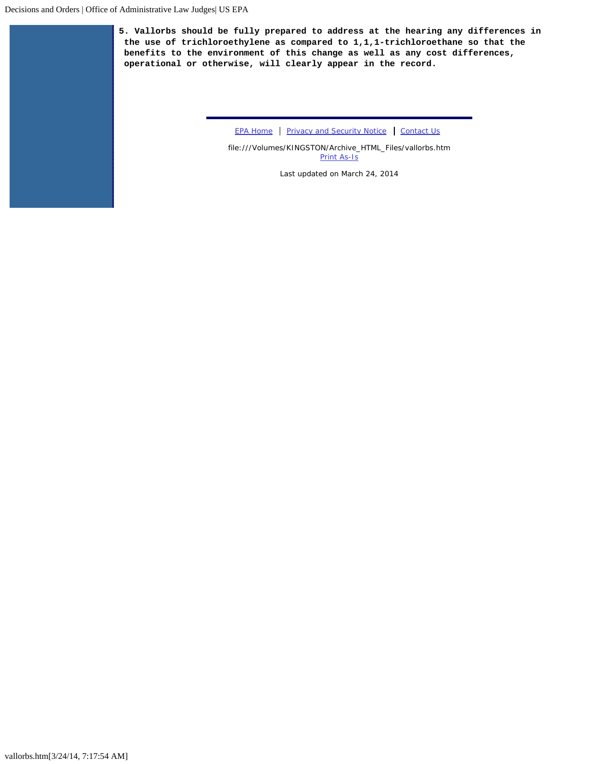**5. Vallorbs should be fully prepared to address at the hearing any differences in the use of trichloroethylene as compared to 1,1,1-trichloroethane so that the benefits to the environment of this change as well as any cost differences, operational or otherwise, will clearly appear in the record.**